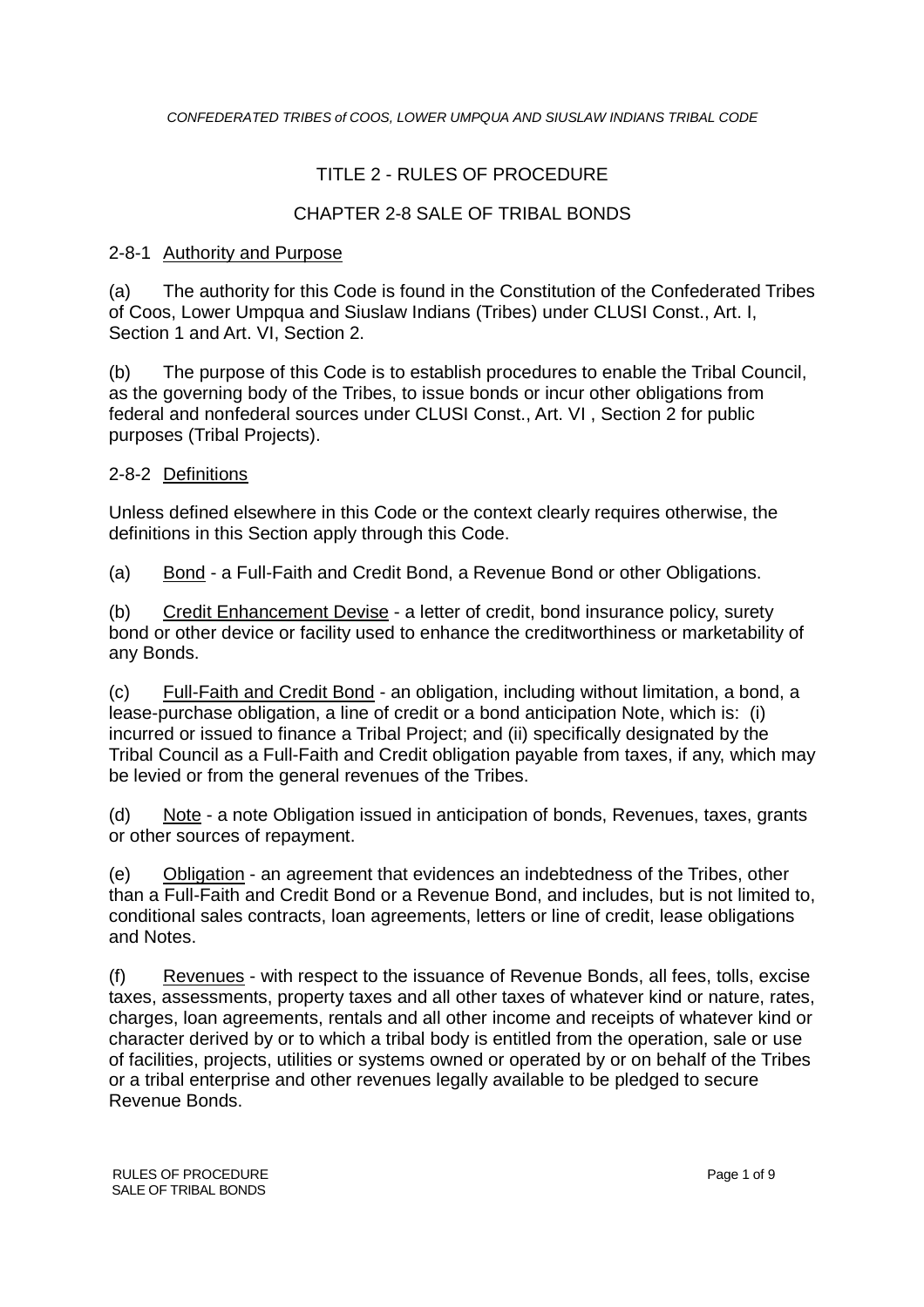# TITLE 2 - RULES OF PROCEDURE

## CHAPTER 2-8 SALE OF TRIBAL BONDS

### 2-8-1 Authority and Purpose

(a) The authority for this Code is found in the Constitution of the Confederated Tribes of Coos, Lower Umpqua and Siuslaw Indians (Tribes) under CLUSI Const., Art. I, Section 1 and Art. VI, Section 2.

(b) The purpose of this Code is to establish procedures to enable the Tribal Council, as the governing body of the Tribes, to issue bonds or incur other obligations from federal and nonfederal sources under CLUSI Const., Art. VI , Section 2 for public purposes (Tribal Projects).

### 2-8-2 Definitions

Unless defined elsewhere in this Code or the context clearly requires otherwise, the definitions in this Section apply through this Code.

(a) Bond - a Full-Faith and Credit Bond, a Revenue Bond or other Obligations.

(b) Credit Enhancement Devise - a letter of credit, bond insurance policy, surety bond or other device or facility used to enhance the creditworthiness or marketability of any Bonds.

(c) Full-Faith and Credit Bond - an obligation, including without limitation, a bond, a lease-purchase obligation, a line of credit or a bond anticipation Note, which is: (i) incurred or issued to finance a Tribal Project; and (ii) specifically designated by the Tribal Council as a Full-Faith and Credit obligation payable from taxes, if any, which may be levied or from the general revenues of the Tribes.

(d) Note - a note Obligation issued in anticipation of bonds, Revenues, taxes, grants or other sources of repayment.

(e) Obligation - an agreement that evidences an indebtedness of the Tribes, other than a Full-Faith and Credit Bond or a Revenue Bond, and includes, but is not limited to, conditional sales contracts, loan agreements, letters or line of credit, lease obligations and Notes.

(f) Revenues - with respect to the issuance of Revenue Bonds, all fees, tolls, excise taxes, assessments, property taxes and all other taxes of whatever kind or nature, rates, charges, loan agreements, rentals and all other income and receipts of whatever kind or character derived by or to which a tribal body is entitled from the operation, sale or use of facilities, projects, utilities or systems owned or operated by or on behalf of the Tribes or a tribal enterprise and other revenues legally available to be pledged to secure Revenue Bonds.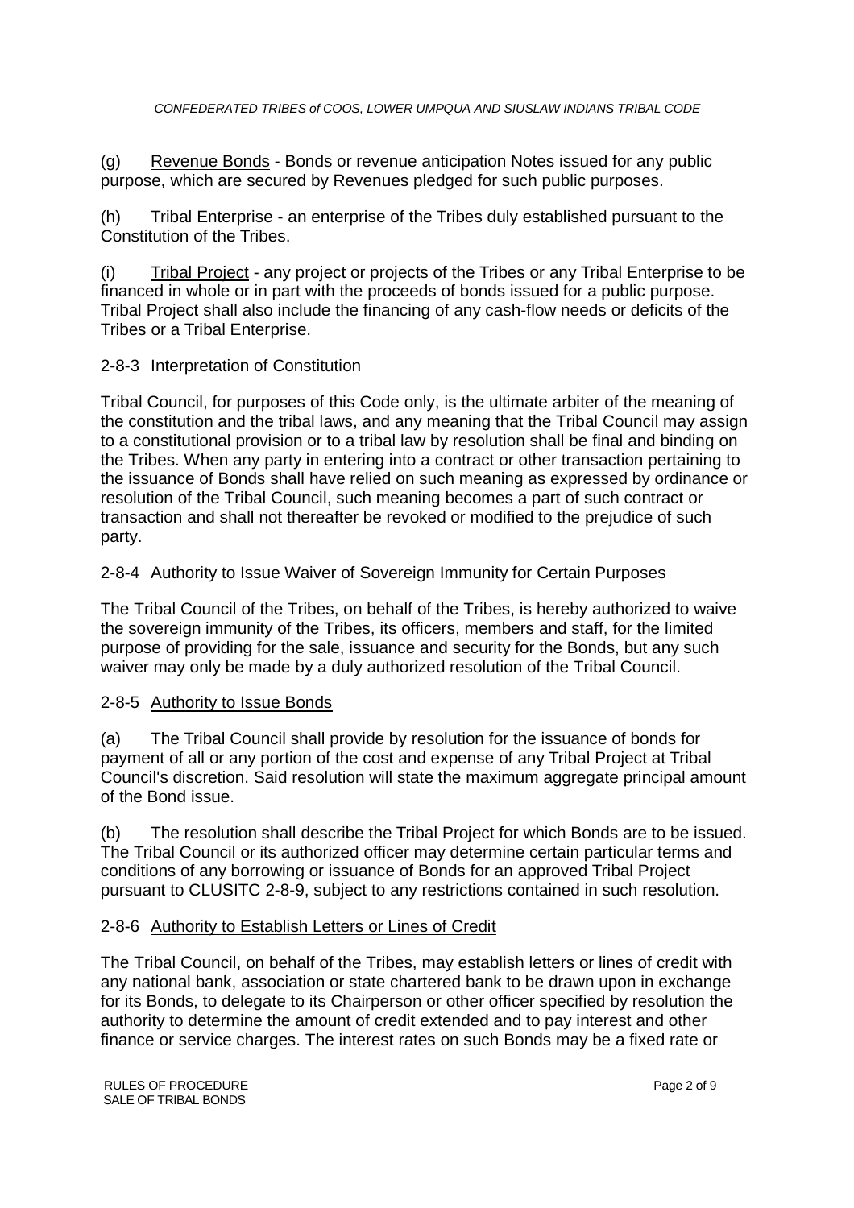(g) Revenue Bonds - Bonds or revenue anticipation Notes issued for any public purpose, which are secured by Revenues pledged for such public purposes.

(h) Tribal Enterprise - an enterprise of the Tribes duly established pursuant to the Constitution of the Tribes.

(i) Tribal Project - any project or projects of the Tribes or any Tribal Enterprise to be financed in whole or in part with the proceeds of bonds issued for a public purpose. Tribal Project shall also include the financing of any cash-flow needs or deficits of the Tribes or a Tribal Enterprise.

## 2-8-3 Interpretation of Constitution

Tribal Council, for purposes of this Code only, is the ultimate arbiter of the meaning of the constitution and the tribal laws, and any meaning that the Tribal Council may assign to a constitutional provision or to a tribal law by resolution shall be final and binding on the Tribes. When any party in entering into a contract or other transaction pertaining to the issuance of Bonds shall have relied on such meaning as expressed by ordinance or resolution of the Tribal Council, such meaning becomes a part of such contract or transaction and shall not thereafter be revoked or modified to the prejudice of such party.

## 2-8-4 Authority to Issue Waiver of Sovereign Immunity for Certain Purposes

The Tribal Council of the Tribes, on behalf of the Tribes, is hereby authorized to waive the sovereign immunity of the Tribes, its officers, members and staff, for the limited purpose of providing for the sale, issuance and security for the Bonds, but any such waiver may only be made by a duly authorized resolution of the Tribal Council.

## 2-8-5 Authority to Issue Bonds

(a) The Tribal Council shall provide by resolution for the issuance of bonds for payment of all or any portion of the cost and expense of any Tribal Project at Tribal Council's discretion. Said resolution will state the maximum aggregate principal amount of the Bond issue.

(b) The resolution shall describe the Tribal Project for which Bonds are to be issued. The Tribal Council or its authorized officer may determine certain particular terms and conditions of any borrowing or issuance of Bonds for an approved Tribal Project pursuant to CLUSITC 2-8-9, subject to any restrictions contained in such resolution.

## 2-8-6 Authority to Establish Letters or Lines of Credit

The Tribal Council, on behalf of the Tribes, may establish letters or lines of credit with any national bank, association or state chartered bank to be drawn upon in exchange for its Bonds, to delegate to its Chairperson or other officer specified by resolution the authority to determine the amount of credit extended and to pay interest and other finance or service charges. The interest rates on such Bonds may be a fixed rate or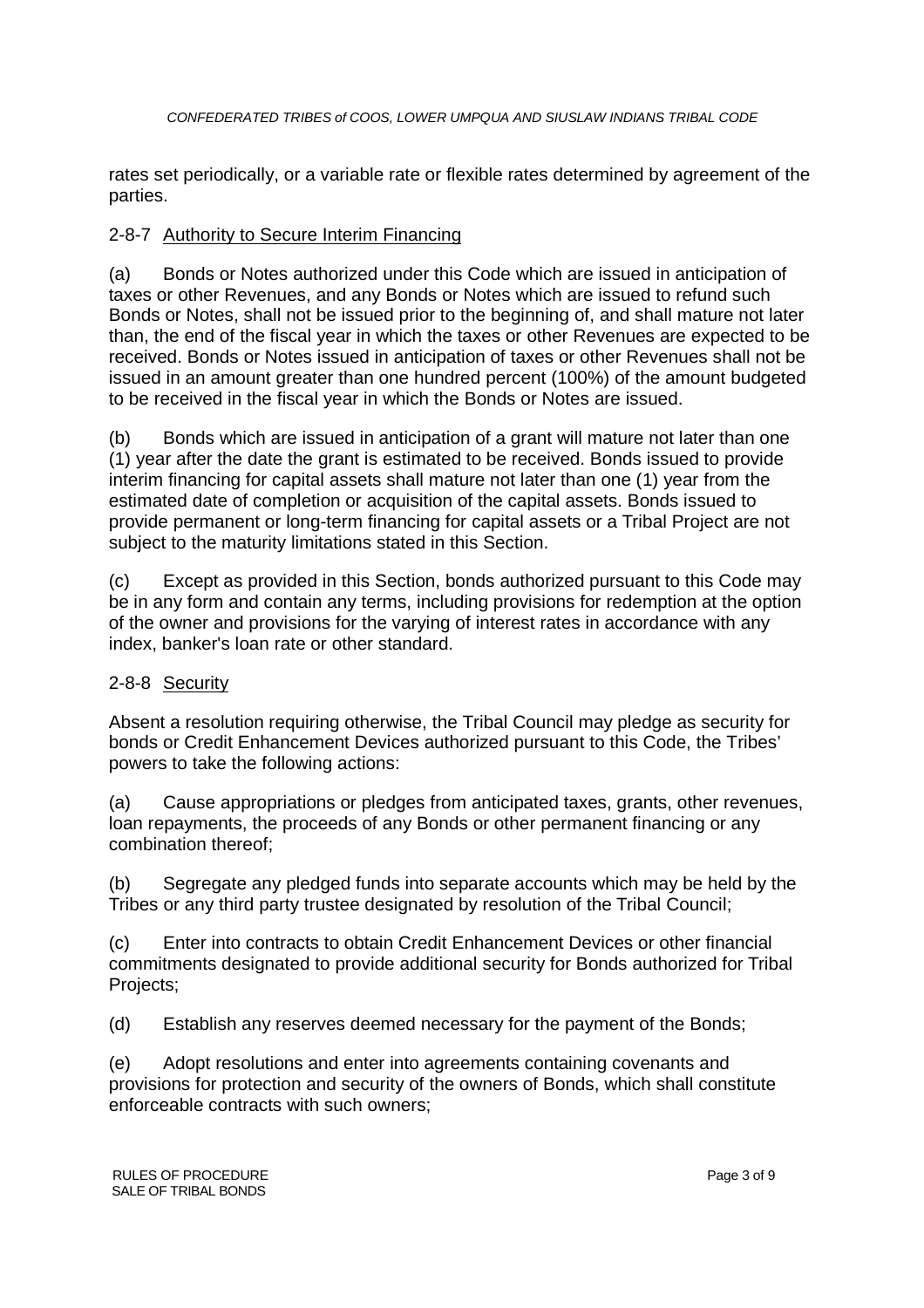rates set periodically, or a variable rate or flexible rates determined by agreement of the parties.

## 2-8-7 Authority to Secure Interim Financing

(a) Bonds or Notes authorized under this Code which are issued in anticipation of taxes or other Revenues, and any Bonds or Notes which are issued to refund such Bonds or Notes, shall not be issued prior to the beginning of, and shall mature not later than, the end of the fiscal year in which the taxes or other Revenues are expected to be received. Bonds or Notes issued in anticipation of taxes or other Revenues shall not be issued in an amount greater than one hundred percent (100%) of the amount budgeted to be received in the fiscal year in which the Bonds or Notes are issued.

(b) Bonds which are issued in anticipation of a grant will mature not later than one (1) year after the date the grant is estimated to be received. Bonds issued to provide interim financing for capital assets shall mature not later than one (1) year from the estimated date of completion or acquisition of the capital assets. Bonds issued to provide permanent or long-term financing for capital assets or a Tribal Project are not subject to the maturity limitations stated in this Section.

(c) Except as provided in this Section, bonds authorized pursuant to this Code may be in any form and contain any terms, including provisions for redemption at the option of the owner and provisions for the varying of interest rates in accordance with any index, banker's loan rate or other standard.

## 2-8-8 Security

Absent a resolution requiring otherwise, the Tribal Council may pledge as security for bonds or Credit Enhancement Devices authorized pursuant to this Code, the Tribes' powers to take the following actions:

(a) Cause appropriations or pledges from anticipated taxes, grants, other revenues, loan repayments, the proceeds of any Bonds or other permanent financing or any combination thereof;

(b) Segregate any pledged funds into separate accounts which may be held by the Tribes or any third party trustee designated by resolution of the Tribal Council;

(c) Enter into contracts to obtain Credit Enhancement Devices or other financial commitments designated to provide additional security for Bonds authorized for Tribal Projects;

(d) Establish any reserves deemed necessary for the payment of the Bonds;

(e) Adopt resolutions and enter into agreements containing covenants and provisions for protection and security of the owners of Bonds, which shall constitute enforceable contracts with such owners;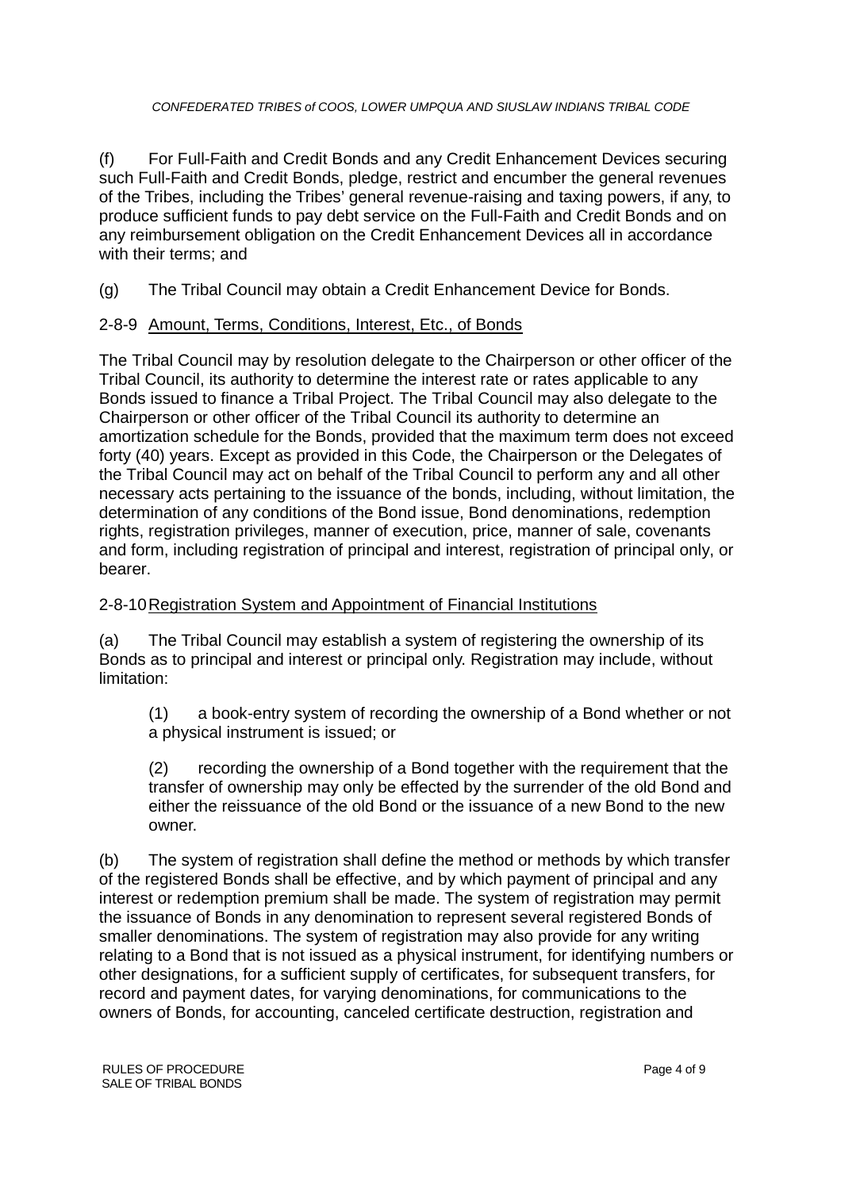(f) For Full-Faith and Credit Bonds and any Credit Enhancement Devices securing such Full-Faith and Credit Bonds, pledge, restrict and encumber the general revenues of the Tribes, including the Tribes' general revenue-raising and taxing powers, if any, to produce sufficient funds to pay debt service on the Full-Faith and Credit Bonds and on any reimbursement obligation on the Credit Enhancement Devices all in accordance with their terms; and

(g) The Tribal Council may obtain a Credit Enhancement Device for Bonds.

### 2-8-9 Amount, Terms, Conditions, Interest, Etc., of Bonds

The Tribal Council may by resolution delegate to the Chairperson or other officer of the Tribal Council, its authority to determine the interest rate or rates applicable to any Bonds issued to finance a Tribal Project. The Tribal Council may also delegate to the Chairperson or other officer of the Tribal Council its authority to determine an amortization schedule for the Bonds, provided that the maximum term does not exceed forty (40) years. Except as provided in this Code, the Chairperson or the Delegates of the Tribal Council may act on behalf of the Tribal Council to perform any and all other necessary acts pertaining to the issuance of the bonds, including, without limitation, the determination of any conditions of the Bond issue, Bond denominations, redemption rights, registration privileges, manner of execution, price, manner of sale, covenants and form, including registration of principal and interest, registration of principal only, or bearer.

### 2-8-10 Registration System and Appointment of Financial Institutions

(a) The Tribal Council may establish a system of registering the ownership of its Bonds as to principal and interest or principal only. Registration may include, without limitation:

> (1) a book-entry system of recording the ownership of a Bond whether or not a physical instrument is issued; or
>
> (2) recording the ownership of a Bond together with the requirement that the transfer of ownership may only be effected by the surrender of the old Bond and either the reissuance of the old Bond or the issuance of a new Bond to the new owner.

(b) The system of registration shall define the method or methods by which transfer of the registered Bonds shall be effective, and by which payment of principal and any interest or redemption premium shall be made. The system of registration may permit the issuance of Bonds in any denomination to represent several registered Bonds of smaller denominations. The system of registration may also provide for any writing relating to a Bond that is not issued as a physical instrument, for identifying numbers or other designations, for a sufficient supply of certificates, for subsequent transfers, for record and payment dates, for varying denominations, for communications to the owners of Bonds, for accounting, canceled certificate destruction, registration and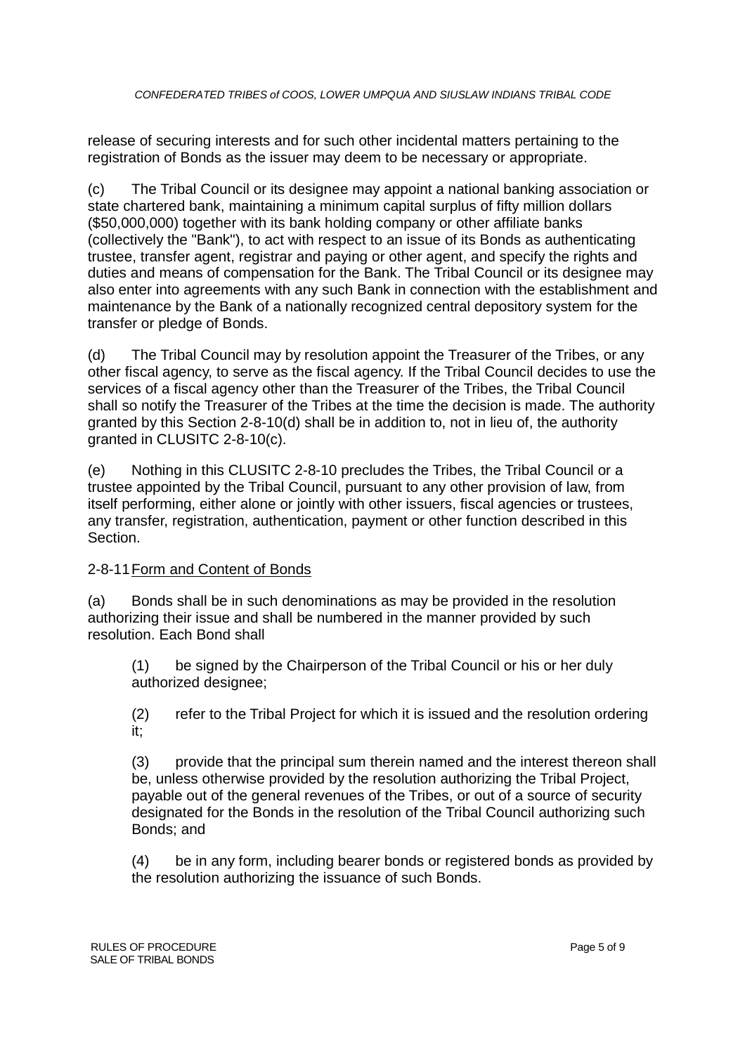release of securing interests and for such other incidental matters pertaining to the registration of Bonds as the issuer may deem to be necessary or appropriate.

(c) The Tribal Council or its designee may appoint a national banking association or state chartered bank, maintaining a minimum capital surplus of fifty million dollars ($50,000,000) together with its bank holding company or other affiliate banks (collectively the "Bank"), to act with respect to an issue of its Bonds as authenticating trustee, transfer agent, registrar and paying or other agent, and specify the rights and duties and means of compensation for the Bank. The Tribal Council or its designee may also enter into agreements with any such Bank in connection with the establishment and maintenance by the Bank of a nationally recognized central depository system for the transfer or pledge of Bonds.

(d) The Tribal Council may by resolution appoint the Treasurer of the Tribes, or any other fiscal agency, to serve as the fiscal agency. If the Tribal Council decides to use the services of a fiscal agency other than the Treasurer of the Tribes, the Tribal Council shall so notify the Treasurer of the Tribes at the time the decision is made. The authority granted by this Section 2-8-10(d) shall be in addition to, not in lieu of, the authority granted in CLUSITC 2-8-10(c).

(e) Nothing in this CLUSITC 2-8-10 precludes the Tribes, the Tribal Council or a trustee appointed by the Tribal Council, pursuant to any other provision of law, from itself performing, either alone or jointly with other issuers, fiscal agencies or trustees, any transfer, registration, authentication, payment or other function described in this Section.

2-8-11 Form and Content of Bonds

(a) Bonds shall be in such denominations as may be provided in the resolution authorizing their issue and shall be numbered in the manner provided by such resolution. Each Bond shall

> (1) be signed by the Chairperson of the Tribal Council or his or her duly authorized designee;
>
> (2) refer to the Tribal Project for which it is issued and the resolution ordering it;
>
> (3) provide that the principal sum therein named and the interest thereon shall be, unless otherwise provided by the resolution authorizing the Tribal Project, payable out of the general revenues of the Tribes, or out of a source of security designated for the Bonds in the resolution of the Tribal Council authorizing such Bonds; and
>
> (4) be in any form, including bearer bonds or registered bonds as provided by the resolution authorizing the issuance of such Bonds.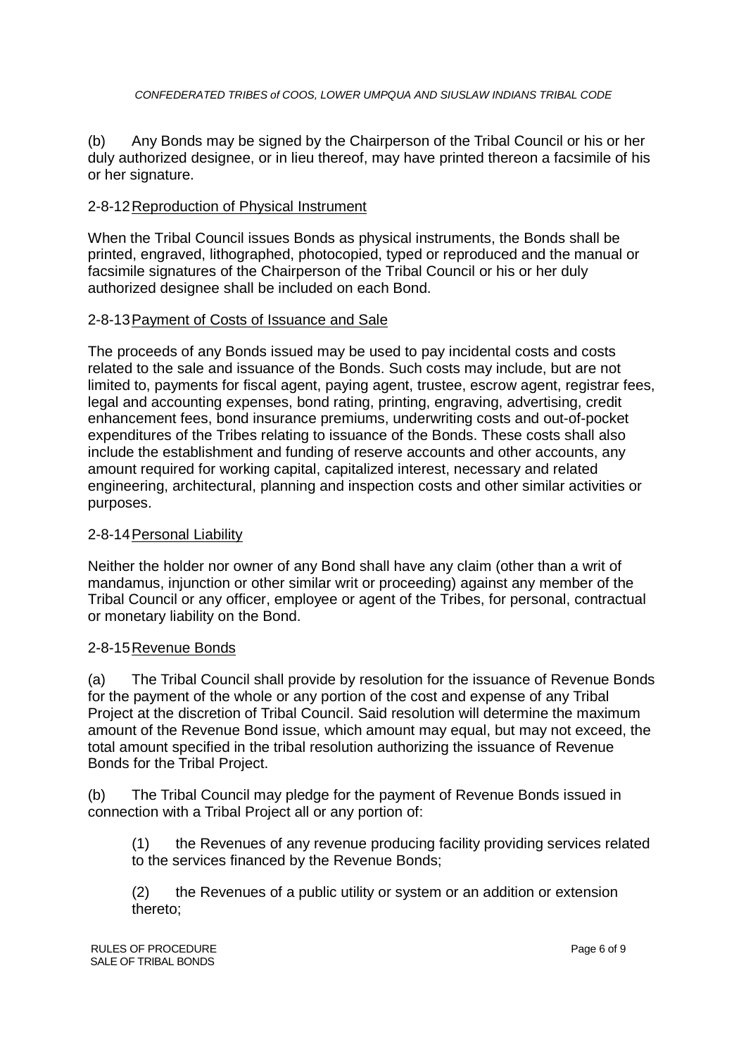(b) Any Bonds may be signed by the Chairperson of the Tribal Council or his or her duly authorized designee, or in lieu thereof, may have printed thereon a facsimile of his or her signature.

### 2-8-12 Reproduction of Physical Instrument

When the Tribal Council issues Bonds as physical instruments, the Bonds shall be printed, engraved, lithographed, photocopied, typed or reproduced and the manual or facsimile signatures of the Chairperson of the Tribal Council or his or her duly authorized designee shall be included on each Bond.

### 2-8-13 Payment of Costs of Issuance and Sale

The proceeds of any Bonds issued may be used to pay incidental costs and costs related to the sale and issuance of the Bonds. Such costs may include, but are not limited to, payments for fiscal agent, paying agent, trustee, escrow agent, registrar fees, legal and accounting expenses, bond rating, printing, engraving, advertising, credit enhancement fees, bond insurance premiums, underwriting costs and out-of-pocket expenditures of the Tribes relating to issuance of the Bonds. These costs shall also include the establishment and funding of reserve accounts and other accounts, any amount required for working capital, capitalized interest, necessary and related engineering, architectural, planning and inspection costs and other similar activities or purposes.

### 2-8-14 Personal Liability

Neither the holder nor owner of any Bond shall have any claim (other than a writ of mandamus, injunction or other similar writ or proceeding) against any member of the Tribal Council or any officer, employee or agent of the Tribes, for personal, contractual or monetary liability on the Bond.

### 2-8-15 Revenue Bonds

(a) The Tribal Council shall provide by resolution for the issuance of Revenue Bonds for the payment of the whole or any portion of the cost and expense of any Tribal Project at the discretion of Tribal Council. Said resolution will determine the maximum amount of the Revenue Bond issue, which amount may equal, but may not exceed, the total amount specified in the tribal resolution authorizing the issuance of Revenue Bonds for the Tribal Project.

(b) The Tribal Council may pledge for the payment of Revenue Bonds issued in connection with a Tribal Project all or any portion of:

> (1) the Revenues of any revenue producing facility providing services related to the services financed by the Revenue Bonds;
>
> (2) the Revenues of a public utility or system or an addition or extension thereto;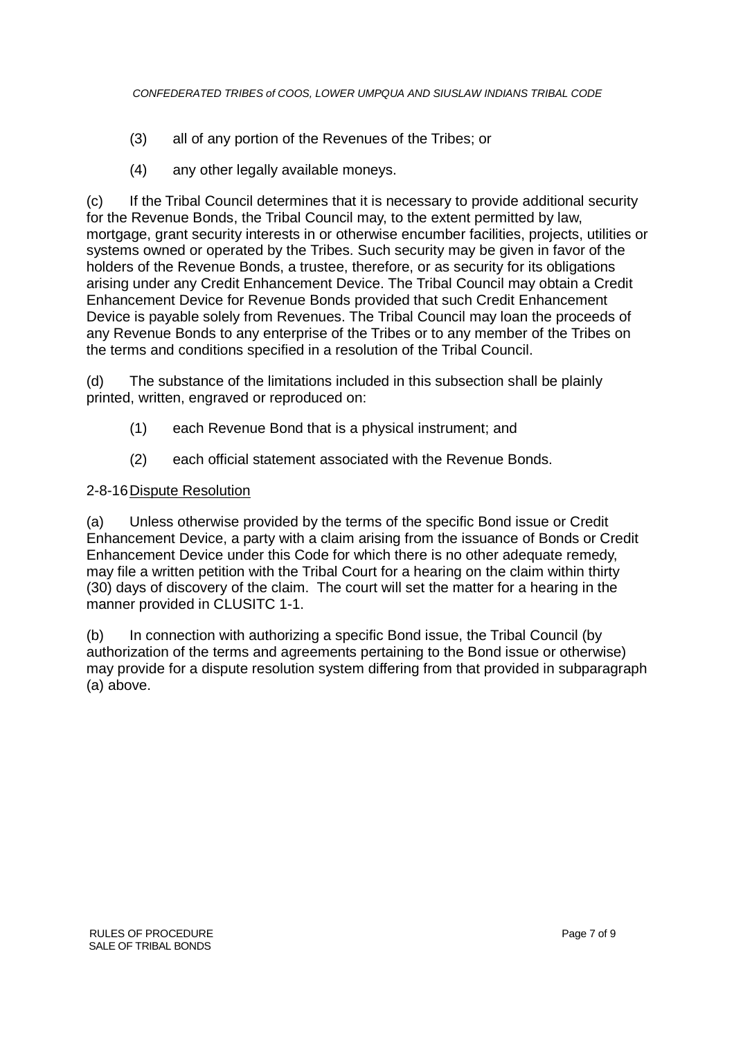(3) all of any portion of the Revenues of the Tribes; or

(4) any other legally available moneys.

(c) If the Tribal Council determines that it is necessary to provide additional security for the Revenue Bonds, the Tribal Council may, to the extent permitted by law, mortgage, grant security interests in or otherwise encumber facilities, projects, utilities or systems owned or operated by the Tribes. Such security may be given in favor of the holders of the Revenue Bonds, a trustee, therefore, or as security for its obligations arising under any Credit Enhancement Device. The Tribal Council may obtain a Credit Enhancement Device for Revenue Bonds provided that such Credit Enhancement Device is payable solely from Revenues. The Tribal Council may loan the proceeds of any Revenue Bonds to any enterprise of the Tribes or to any member of the Tribes on the terms and conditions specified in a resolution of the Tribal Council.

(d) The substance of the limitations included in this subsection shall be plainly printed, written, engraved or reproduced on:

(1) each Revenue Bond that is a physical instrument; and

(2) each official statement associated with the Revenue Bonds.

2-8-16 Dispute Resolution

(a) Unless otherwise provided by the terms of the specific Bond issue or Credit Enhancement Device, a party with a claim arising from the issuance of Bonds or Credit Enhancement Device under this Code for which there is no other adequate remedy, may file a written petition with the Tribal Court for a hearing on the claim within thirty (30) days of discovery of the claim. The court will set the matter for a hearing in the manner provided in CLUSITC 1-1.

(b) In connection with authorizing a specific Bond issue, the Tribal Council (by authorization of the terms and agreements pertaining to the Bond issue or otherwise) may provide for a dispute resolution system differing from that provided in subparagraph (a) above.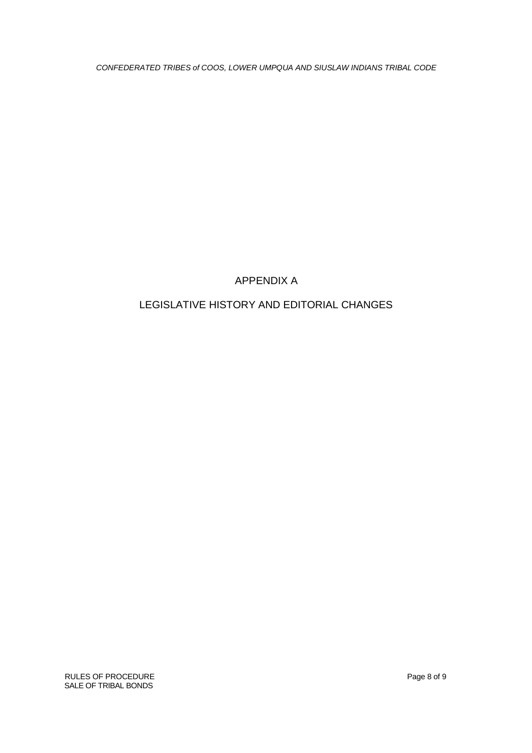# APPENDIX A

# LEGISLATIVE HISTORY AND EDITORIAL CHANGES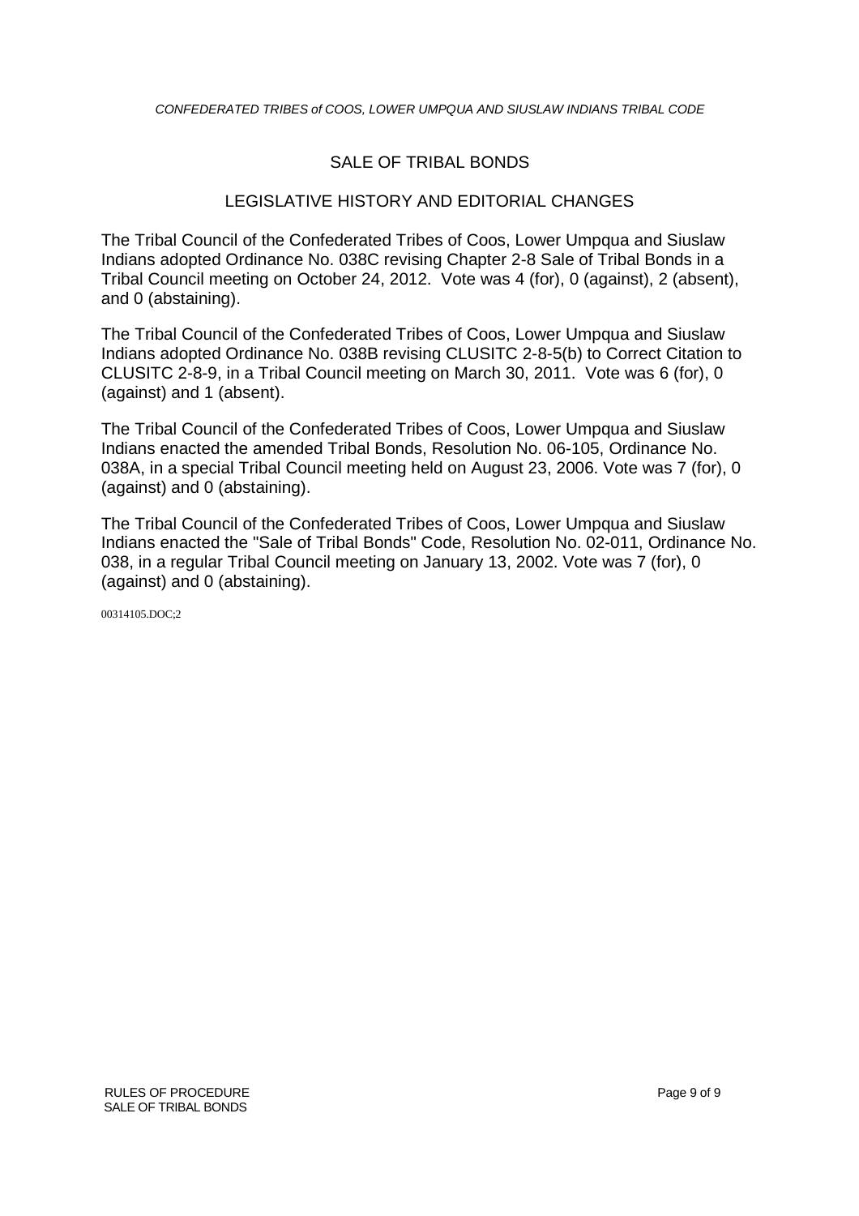## SALE OF TRIBAL BONDS

### LEGISLATIVE HISTORY AND EDITORIAL CHANGES

The Tribal Council of the Confederated Tribes of Coos, Lower Umpqua and Siuslaw Indians adopted Ordinance No. 038C revising Chapter 2-8 Sale of Tribal Bonds in a Tribal Council meeting on October 24, 2012. Vote was 4 (for), 0 (against), 2 (absent), and 0 (abstaining).

The Tribal Council of the Confederated Tribes of Coos, Lower Umpqua and Siuslaw Indians adopted Ordinance No. 038B revising CLUSITC 2-8-5(b) to Correct Citation to CLUSITC 2-8-9, in a Tribal Council meeting on March 30, 2011. Vote was 6 (for), 0 (against) and 1 (absent).

The Tribal Council of the Confederated Tribes of Coos, Lower Umpqua and Siuslaw Indians enacted the amended Tribal Bonds, Resolution No. 06-105, Ordinance No. 038A, in a special Tribal Council meeting held on August 23, 2006. Vote was 7 (for), 0 (against) and 0 (abstaining).

The Tribal Council of the Confederated Tribes of Coos, Lower Umpqua and Siuslaw Indians enacted the "Sale of Tribal Bonds" Code, Resolution No. 02-011, Ordinance No. 038, in a regular Tribal Council meeting on January 13, 2002. Vote was 7 (for), 0 (against) and 0 (abstaining).

00314105.DOC;2